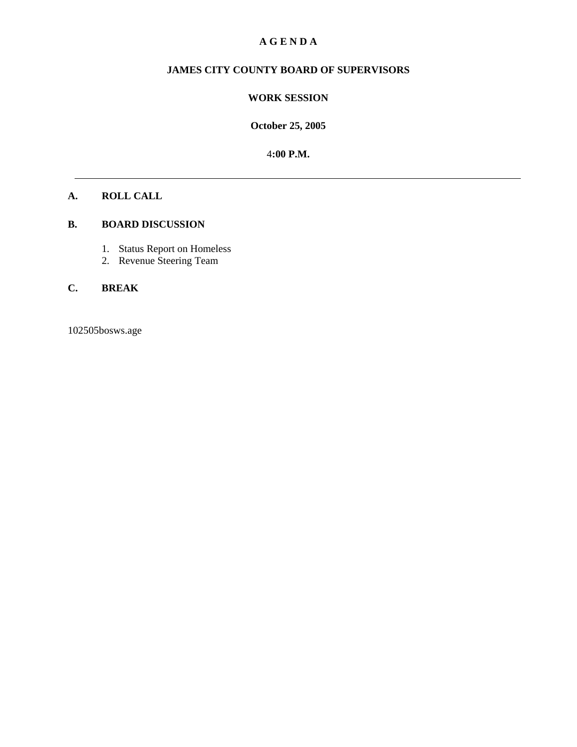# A G E N D A

## JAMES CITY COUNTY BOARD OF SUPERVISORS

## WORK SESSION

**October 25, 2005**

**4:00 P.M.**

---

**A. ROLL CALL**

**B. BOARD DISCUSSION**

1. Status Report on Homeless
2. Revenue Steering Team

**C. BREAK**

102505bosws.age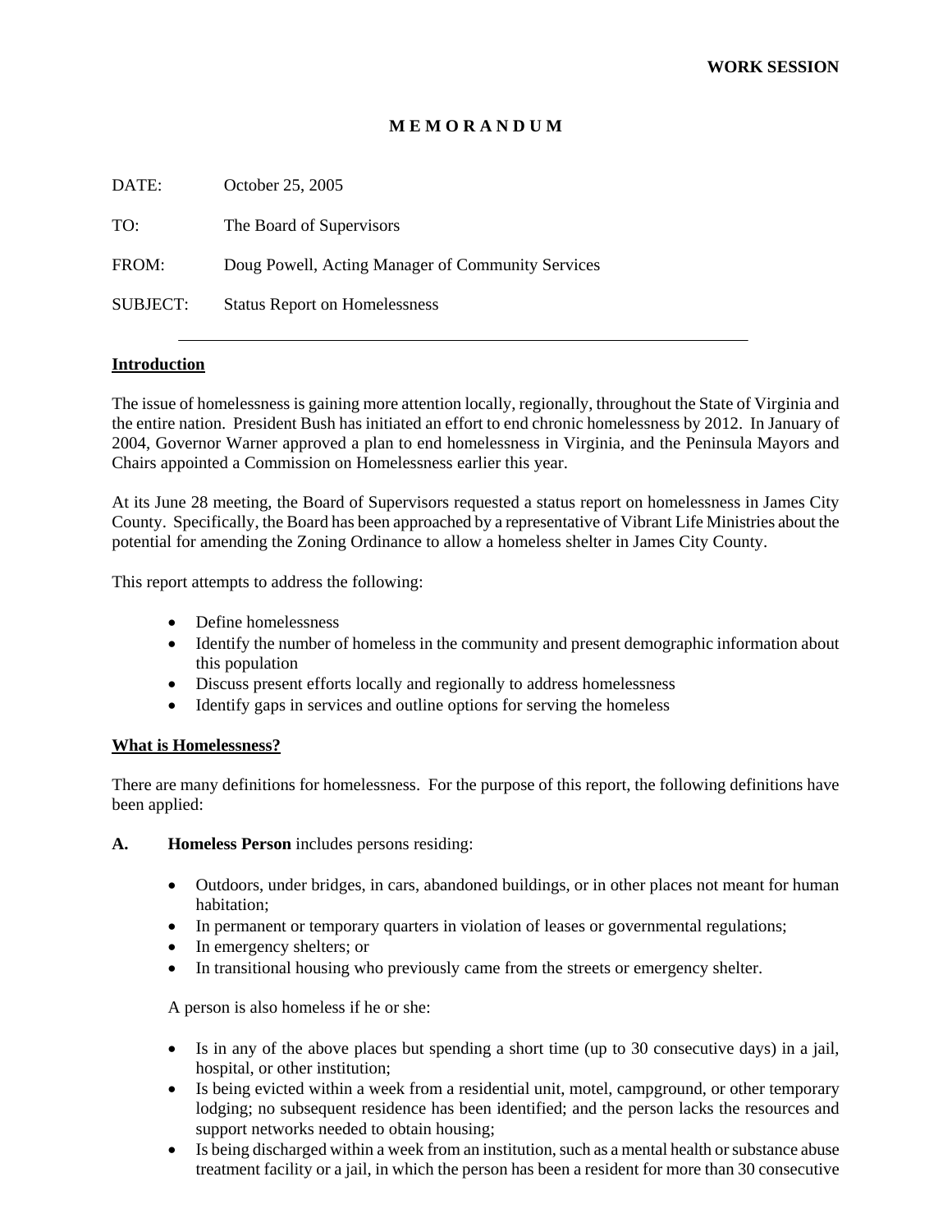**WORK SESSION**

# M E M O R A N D U M

DATE: October 25, 2005

TO: The Board of Supervisors

FROM: Doug Powell, Acting Manager of Community Services

SUBJECT: Status Report on Homelessness

---

## Introduction

The issue of homelessness is gaining more attention locally, regionally, throughout the State of Virginia and the entire nation. President Bush has initiated an effort to end chronic homelessness by 2012. In January of 2004, Governor Warner approved a plan to end homelessness in Virginia, and the Peninsula Mayors and Chairs appointed a Commission on Homelessness earlier this year.

At its June 28 meeting, the Board of Supervisors requested a status report on homelessness in James City County. Specifically, the Board has been approached by a representative of Vibrant Life Ministries about the potential for amending the Zoning Ordinance to allow a homeless shelter in James City County.

This report attempts to address the following:

- Define homelessness
- Identify the number of homeless in the community and present demographic information about this population
- Discuss present efforts locally and regionally to address homelessness
- Identify gaps in services and outline options for serving the homeless

## What is Homelessness?

There are many definitions for homelessness. For the purpose of this report, the following definitions have been applied:

**A.** **Homeless Person** includes persons residing:

- Outdoors, under bridges, in cars, abandoned buildings, or in other places not meant for human habitation;
- In permanent or temporary quarters in violation of leases or governmental regulations;
- In emergency shelters; or
- In transitional housing who previously came from the streets or emergency shelter.

A person is also homeless if he or she:

- Is in any of the above places but spending a short time (up to 30 consecutive days) in a jail, hospital, or other institution;
- Is being evicted within a week from a residential unit, motel, campground, or other temporary lodging; no subsequent residence has been identified; and the person lacks the resources and support networks needed to obtain housing;
- Is being discharged within a week from an institution, such as a mental health or substance abuse treatment facility or a jail, in which the person has been a resident for more than 30 consecutive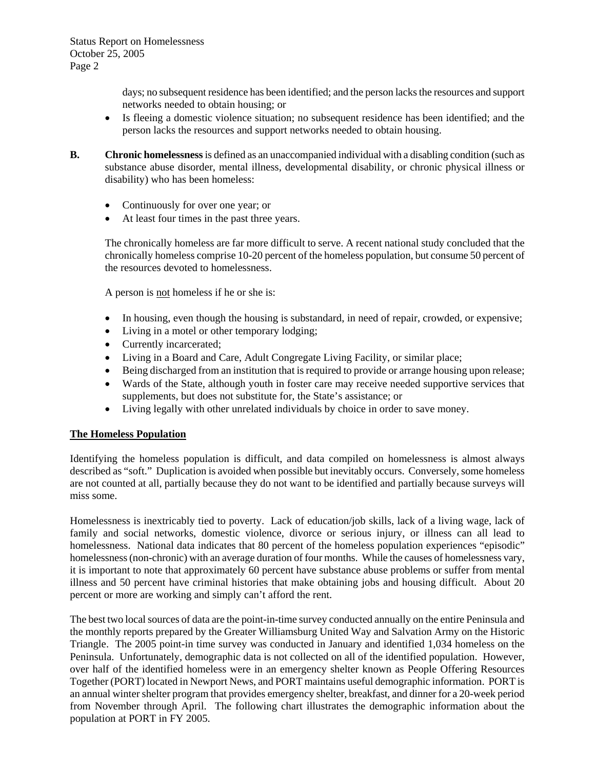days; no subsequent residence has been identified; and the person lacks the resources and support networks needed to obtain housing; or

- Is fleeing a domestic violence situation; no subsequent residence has been identified; and the person lacks the resources and support networks needed to obtain housing.

**B.** **Chronic homelessness** is defined as an unaccompanied individual with a disabling condition (such as substance abuse disorder, mental illness, developmental disability, or chronic physical illness or disability) who has been homeless:

- Continuously for over one year; or
- At least four times in the past three years.

The chronically homeless are far more difficult to serve. A recent national study concluded that the chronically homeless comprise 10-20 percent of the homeless population, but consume 50 percent of the resources devoted to homelessness.

A person is <u>not</u> homeless if he or she is:

- In housing, even though the housing is substandard, in need of repair, crowded, or expensive;
- Living in a motel or other temporary lodging;
- Currently incarcerated;
- Living in a Board and Care, Adult Congregate Living Facility, or similar place;
- Being discharged from an institution that is required to provide or arrange housing upon release;
- Wards of the State, although youth in foster care may receive needed supportive services that supplements, but does not substitute for, the State's assistance; or
- Living legally with other unrelated individuals by choice in order to save money.

## The Homeless Population

Identifying the homeless population is difficult, and data compiled on homelessness is almost always described as "soft." Duplication is avoided when possible but inevitably occurs. Conversely, some homeless are not counted at all, partially because they do not want to be identified and partially because surveys will miss some.

Homelessness is inextricably tied to poverty. Lack of education/job skills, lack of a living wage, lack of family and social networks, domestic violence, divorce or serious injury, or illness can all lead to homelessness. National data indicates that 80 percent of the homeless population experiences "episodic" homelessness (non-chronic) with an average duration of four months. While the causes of homelessness vary, it is important to note that approximately 60 percent have substance abuse problems or suffer from mental illness and 50 percent have criminal histories that make obtaining jobs and housing difficult. About 20 percent or more are working and simply can't afford the rent.

The best two local sources of data are the point-in-time survey conducted annually on the entire Peninsula and the monthly reports prepared by the Greater Williamsburg United Way and Salvation Army on the Historic Triangle. The 2005 point-in time survey was conducted in January and identified 1,034 homeless on the Peninsula. Unfortunately, demographic data is not collected on all of the identified population. However, over half of the identified homeless were in an emergency shelter known as People Offering Resources Together (PORT) located in Newport News, and PORT maintains useful demographic information. PORT is an annual winter shelter program that provides emergency shelter, breakfast, and dinner for a 20-week period from November through April. The following chart illustrates the demographic information about the population at PORT in FY 2005.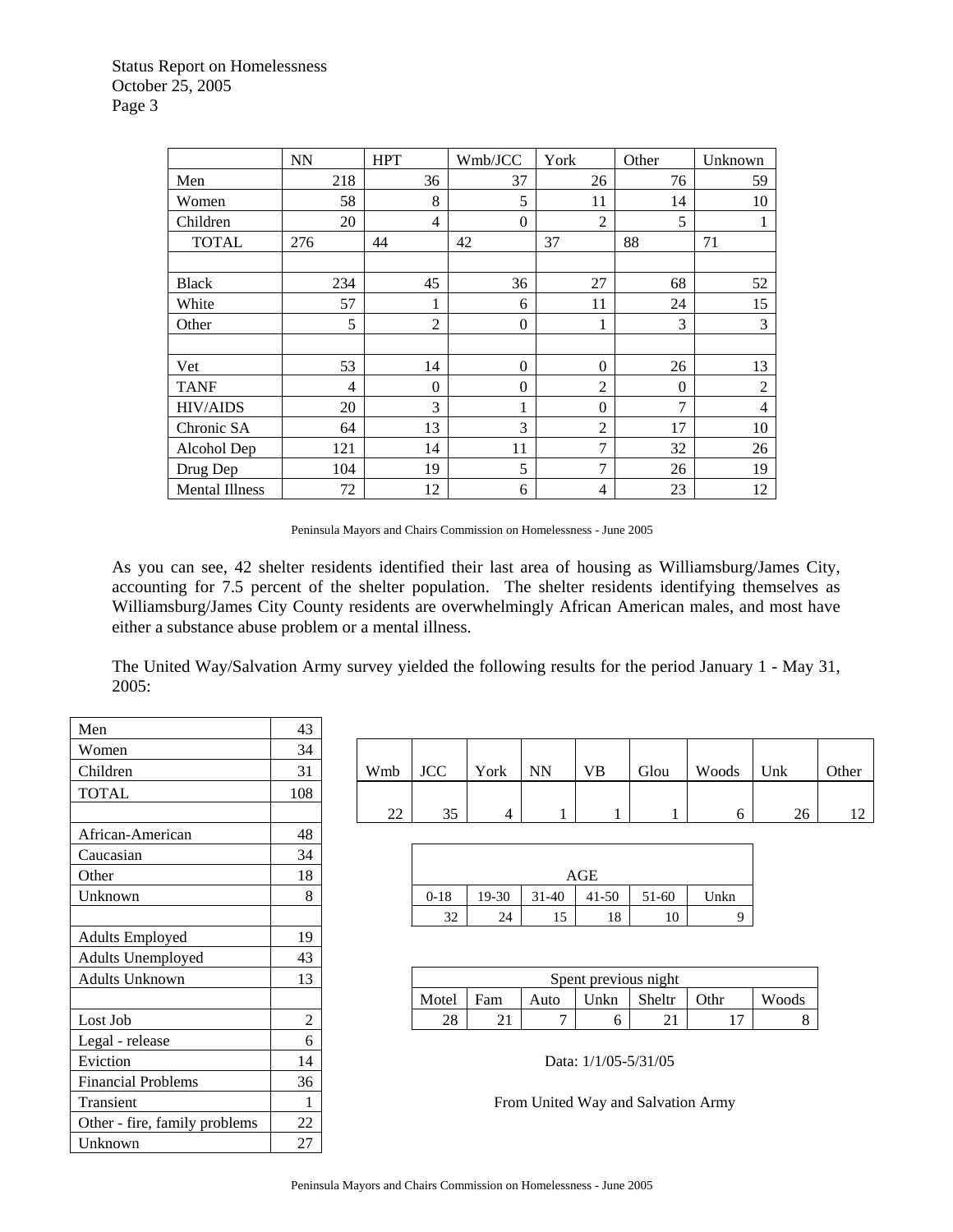| | NN | HPT | Wmb/JCC | York | Other | Unknown |
|---|---|---|---|---|---|---|
| Men | 218 | 36 | 37 | 26 | 76 | 59 |
| Women | 58 | 8 | 5 | 11 | 14 | 10 |
| Children | 20 | 4 | 0 | 2 | 5 | 1 |
| TOTAL | 276 | 44 | 42 | 37 | 88 | 71 |
| | | | | | | |
| Black | 234 | 45 | 36 | 27 | 68 | 52 |
| White | 57 | 1 | 6 | 11 | 24 | 15 |
| Other | 5 | 2 | 0 | 1 | 3 | 3 |
| | | | | | | |
| Vet | 53 | 14 | 0 | 0 | 26 | 13 |
| TANF | 4 | 0 | 0 | 2 | 0 | 2 |
| HIV/AIDS | 20 | 3 | 1 | 0 | 7 | 4 |
| Chronic SA | 64 | 13 | 3 | 2 | 17 | 10 |
| Alcohol Dep | 121 | 14 | 11 | 7 | 32 | 26 |
| Drug Dep | 104 | 19 | 5 | 7 | 26 | 19 |
| Mental Illness | 72 | 12 | 6 | 4 | 23 | 12 |

Peninsula Mayors and Chairs Commission on Homelessness - June 2005

As you can see, 42 shelter residents identified their last area of housing as Williamsburg/James City, accounting for 7.5 percent of the shelter population. The shelter residents identifying themselves as Williamsburg/James City County residents are overwhelmingly African American males, and most have either a substance abuse problem or a mental illness.

The United Way/Salvation Army survey yielded the following results for the period January 1 - May 31, 2005:

| | |
|---|---|
| Men | 43 |
| Women | 34 |
| Children | 31 |
| TOTAL | 108 |
| | |
| African-American | 48 |
| Caucasian | 34 |
| Other | 18 |
| Unknown | 8 |
| | |
| Adults Employed | 19 |
| Adults Unemployed | 43 |
| Adults Unknown | 13 |
| | |
| Lost Job | 2 |
| Legal - release | 6 |
| Eviction | 14 |
| Financial Problems | 36 |
| Transient | 1 |
| Other - fire, family problems | 22 |
| Unknown | 27 |

| Wmb | JCC | York | NN | VB | Glou | Woods | Unk | Other |
|---|---|---|---|---|---|---|---|---|
| 22 | 35 | 4 | 1 | 1 | 1 | 6 | 26 | 12 |

| AGE | | | | | |
|---|---|---|---|---|---|
| 0-18 | 19-30 | 31-40 | 41-50 | 51-60 | Unkn |
| 32 | 24 | 15 | 18 | 10 | 9 |

| Spent previous night | | | | | | |
|---|---|---|---|---|---|---|
| Motel | Fam | Auto | Unkn | Sheltr | Othr | Woods |
| 28 | 21 | 7 | 6 | 21 | 17 | 8 |

Data: 1/1/05-5/31/05

From United Way and Salvation Army

Peninsula Mayors and Chairs Commission on Homelessness - June 2005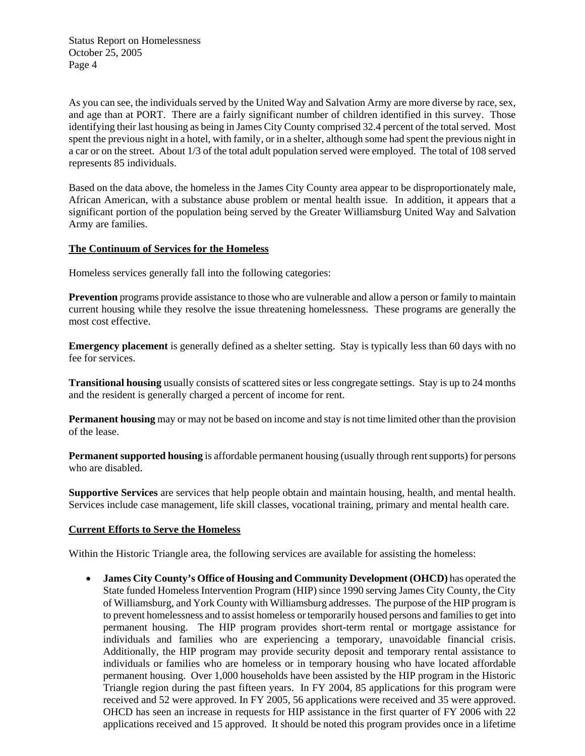As you can see, the individuals served by the United Way and Salvation Army are more diverse by race, sex, and age than at PORT. There are a fairly significant number of children identified in this survey. Those identifying their last housing as being in James City County comprised 32.4 percent of the total served. Most spent the previous night in a hotel, with family, or in a shelter, although some had spent the previous night in a car or on the street. About 1/3 of the total adult population served were employed. The total of 108 served represents 85 individuals.

Based on the data above, the homeless in the James City County area appear to be disproportionately male, African American, with a substance abuse problem or mental health issue. In addition, it appears that a significant portion of the population being served by the Greater Williamsburg United Way and Salvation Army are families.

## The Continuum of Services for the Homeless

Homeless services generally fall into the following categories:

**Prevention** programs provide assistance to those who are vulnerable and allow a person or family to maintain current housing while they resolve the issue threatening homelessness. These programs are generally the most cost effective.

**Emergency placement** is generally defined as a shelter setting. Stay is typically less than 60 days with no fee for services.

**Transitional housing** usually consists of scattered sites or less congregate settings. Stay is up to 24 months and the resident is generally charged a percent of income for rent.

**Permanent housing** may or may not be based on income and stay is not time limited other than the provision of the lease.

**Permanent supported housing** is affordable permanent housing (usually through rent supports) for persons who are disabled.

**Supportive Services** are services that help people obtain and maintain housing, health, and mental health. Services include case management, life skill classes, vocational training, primary and mental health care.

## Current Efforts to Serve the Homeless

Within the Historic Triangle area, the following services are available for assisting the homeless:

- **James City County's Office of Housing and Community Development (OHCD)** has operated the State funded Homeless Intervention Program (HIP) since 1990 serving James City County, the City of Williamsburg, and York County with Williamsburg addresses. The purpose of the HIP program is to prevent homelessness and to assist homeless or temporarily housed persons and families to get into permanent housing. The HIP program provides short-term rental or mortgage assistance for individuals and families who are experiencing a temporary, unavoidable financial crisis. Additionally, the HIP program may provide security deposit and temporary rental assistance to individuals or families who are homeless or in temporary housing who have located affordable permanent housing. Over 1,000 households have been assisted by the HIP program in the Historic Triangle region during the past fifteen years. In FY 2004, 85 applications for this program were received and 52 were approved. In FY 2005, 56 applications were received and 35 were approved. OHCD has seen an increase in requests for HIP assistance in the first quarter of FY 2006 with 22 applications received and 15 approved. It should be noted this program provides once in a lifetime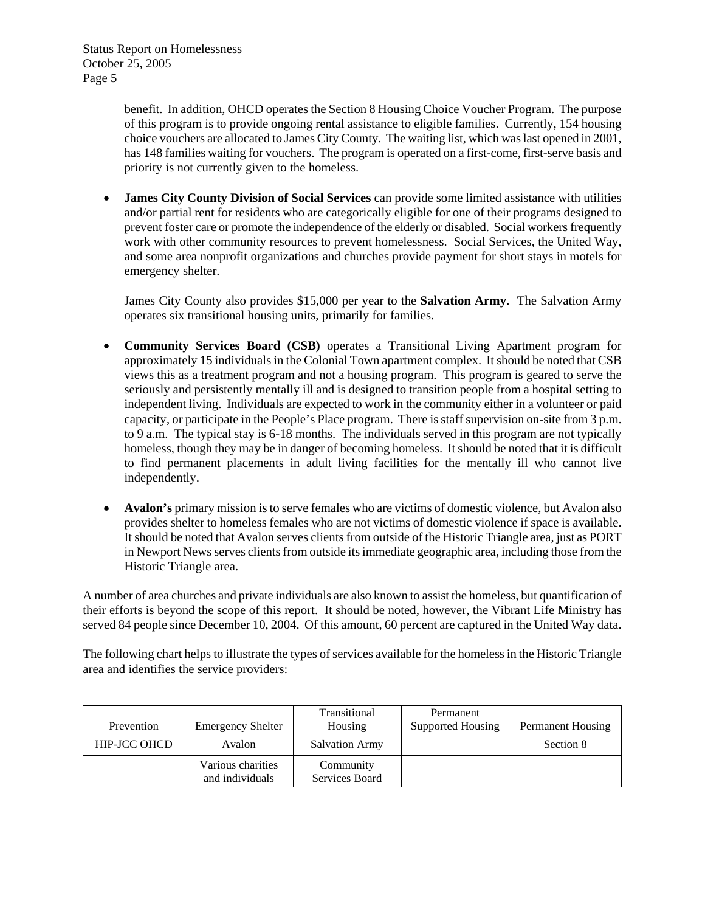benefit. In addition, OHCD operates the Section 8 Housing Choice Voucher Program. The purpose of this program is to provide ongoing rental assistance to eligible families. Currently, 154 housing choice vouchers are allocated to James City County. The waiting list, which was last opened in 2001, has 148 families waiting for vouchers. The program is operated on a first-come, first-serve basis and priority is not currently given to the homeless.

- **James City County Division of Social Services** can provide some limited assistance with utilities and/or partial rent for residents who are categorically eligible for one of their programs designed to prevent foster care or promote the independence of the elderly or disabled. Social workers frequently work with other community resources to prevent homelessness. Social Services, the United Way, and some area nonprofit organizations and churches provide payment for short stays in motels for emergency shelter.

  James City County also provides $15,000 per year to the **Salvation Army**. The Salvation Army operates six transitional housing units, primarily for families.

- **Community Services Board (CSB)** operates a Transitional Living Apartment program for approximately 15 individuals in the Colonial Town apartment complex. It should be noted that CSB views this as a treatment program and not a housing program. This program is geared to serve the seriously and persistently mentally ill and is designed to transition people from a hospital setting to independent living. Individuals are expected to work in the community either in a volunteer or paid capacity, or participate in the People's Place program. There is staff supervision on-site from 3 p.m. to 9 a.m. The typical stay is 6-18 months. The individuals served in this program are not typically homeless, though they may be in danger of becoming homeless. It should be noted that it is difficult to find permanent placements in adult living facilities for the mentally ill who cannot live independently.

- **Avalon's** primary mission is to serve females who are victims of domestic violence, but Avalon also provides shelter to homeless females who are not victims of domestic violence if space is available. It should be noted that Avalon serves clients from outside of the Historic Triangle area, just as PORT in Newport News serves clients from outside its immediate geographic area, including those from the Historic Triangle area.

A number of area churches and private individuals are also known to assist the homeless, but quantification of their efforts is beyond the scope of this report. It should be noted, however, the Vibrant Life Ministry has served 84 people since December 10, 2004. Of this amount, 60 percent are captured in the United Way data.

The following chart helps to illustrate the types of services available for the homeless in the Historic Triangle area and identifies the service providers:

| Prevention | Emergency Shelter | Transitional Housing | Permanent Supported Housing | Permanent Housing |
|---|---|---|---|---|
| HIP-JCC OHCD | Avalon | Salvation Army | | Section 8 |
| | Various charities and individuals | Community Services Board | | |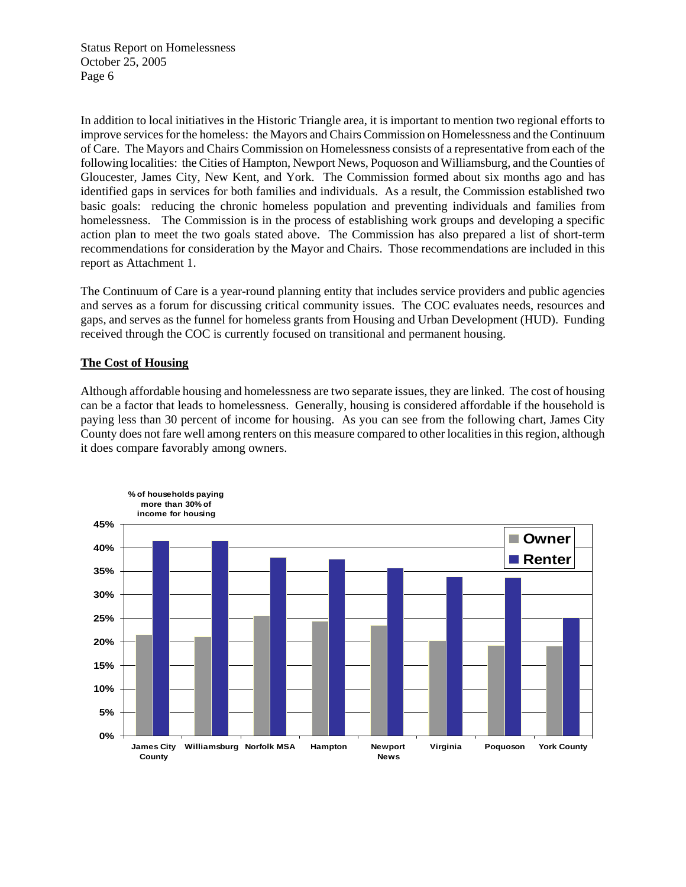In addition to local initiatives in the Historic Triangle area, it is important to mention two regional efforts to improve services for the homeless: the Mayors and Chairs Commission on Homelessness and the Continuum of Care. The Mayors and Chairs Commission on Homelessness consists of a representative from each of the following localities: the Cities of Hampton, Newport News, Poquoson and Williamsburg, and the Counties of Gloucester, James City, New Kent, and York. The Commission formed about six months ago and has identified gaps in services for both families and individuals. As a result, the Commission established two basic goals: reducing the chronic homeless population and preventing individuals and families from homelessness. The Commission is in the process of establishing work groups and developing a specific action plan to meet the two goals stated above. The Commission has also prepared a list of short-term recommendations for consideration by the Mayor and Chairs. Those recommendations are included in this report as Attachment 1.

The Continuum of Care is a year-round planning entity that includes service providers and public agencies and serves as a forum for discussing critical community issues. The COC evaluates needs, resources and gaps, and serves as the funnel for homeless grants from Housing and Urban Development (HUD). Funding received through the COC is currently focused on transitional and permanent housing.

## The Cost of Housing

Although affordable housing and homelessness are two separate issues, they are linked. The cost of housing can be a factor that leads to homelessness. Generally, housing is considered affordable if the household is paying less than 30 percent of income for housing. As you can see from the following chart, James City County does not fare well among renters on this measure compared to other localities in this region, although it does compare favorably among owners.

% of households paying more than 30% of income for housing

| Locality | Owner | Renter |
|---|---|---|
| James City County | ~21.5% | ~41.5% |
| Williamsburg | ~21% | ~41.5% |
| Norfolk MSA | ~25.5% | ~38% |
| Hampton | ~24.5% | ~37.5% |
| Newport News | ~23.5% | ~35.5% |
| Virginia | ~20% | ~34% |
| Poquoson | ~19% | ~33.5% |
| York County | ~19% | ~25% |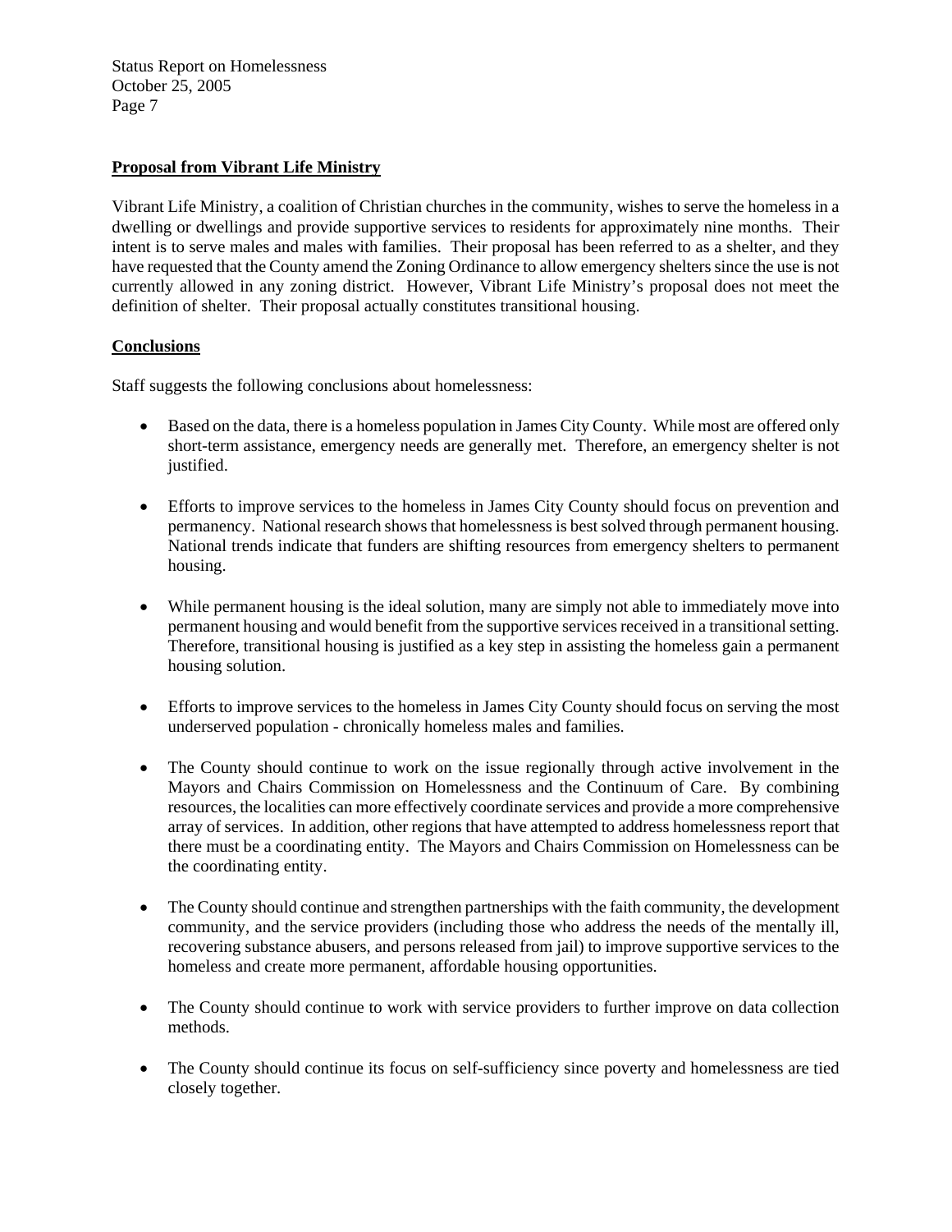## Proposal from Vibrant Life Ministry

Vibrant Life Ministry, a coalition of Christian churches in the community, wishes to serve the homeless in a dwelling or dwellings and provide supportive services to residents for approximately nine months. Their intent is to serve males and males with families. Their proposal has been referred to as a shelter, and they have requested that the County amend the Zoning Ordinance to allow emergency shelters since the use is not currently allowed in any zoning district. However, Vibrant Life Ministry's proposal does not meet the definition of shelter. Their proposal actually constitutes transitional housing.

## Conclusions

Staff suggests the following conclusions about homelessness:

- Based on the data, there is a homeless population in James City County. While most are offered only short-term assistance, emergency needs are generally met. Therefore, an emergency shelter is not justified.
- Efforts to improve services to the homeless in James City County should focus on prevention and permanency. National research shows that homelessness is best solved through permanent housing. National trends indicate that funders are shifting resources from emergency shelters to permanent housing.
- While permanent housing is the ideal solution, many are simply not able to immediately move into permanent housing and would benefit from the supportive services received in a transitional setting. Therefore, transitional housing is justified as a key step in assisting the homeless gain a permanent housing solution.
- Efforts to improve services to the homeless in James City County should focus on serving the most underserved population - chronically homeless males and families.
- The County should continue to work on the issue regionally through active involvement in the Mayors and Chairs Commission on Homelessness and the Continuum of Care. By combining resources, the localities can more effectively coordinate services and provide a more comprehensive array of services. In addition, other regions that have attempted to address homelessness report that there must be a coordinating entity. The Mayors and Chairs Commission on Homelessness can be the coordinating entity.
- The County should continue and strengthen partnerships with the faith community, the development community, and the service providers (including those who address the needs of the mentally ill, recovering substance abusers, and persons released from jail) to improve supportive services to the homeless and create more permanent, affordable housing opportunities.
- The County should continue to work with service providers to further improve on data collection methods.
- The County should continue its focus on self-sufficiency since poverty and homelessness are tied closely together.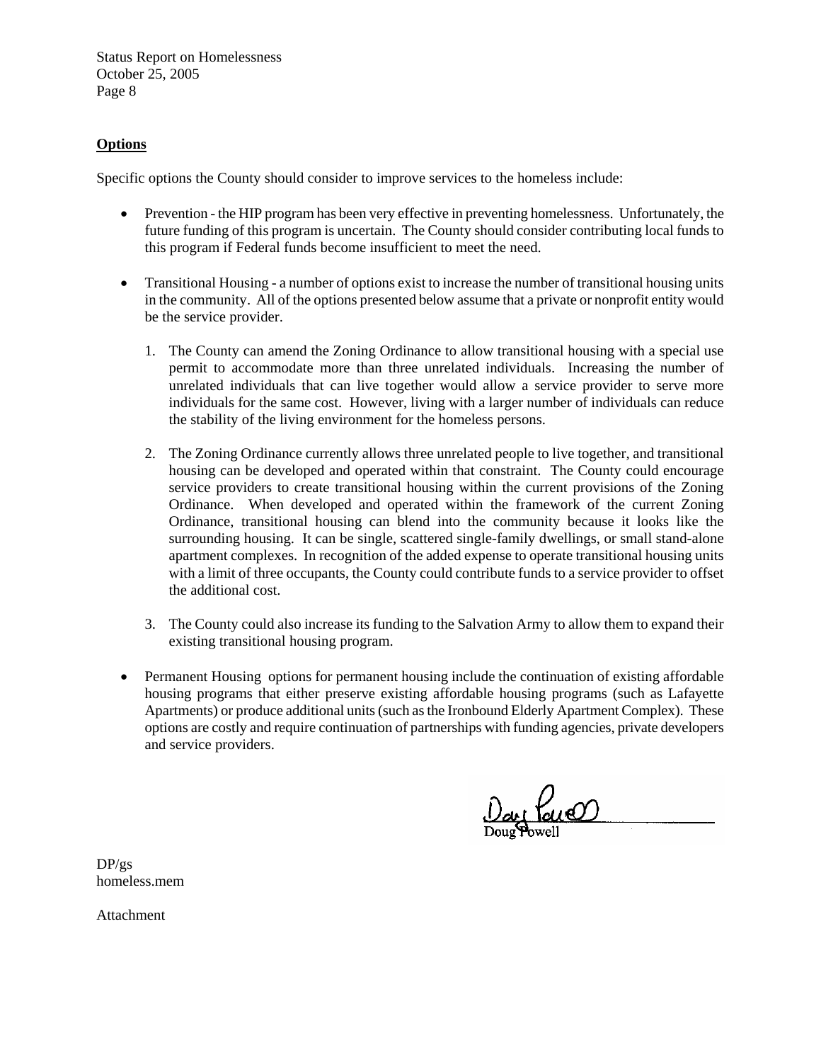**Options**

Specific options the County should consider to improve services to the homeless include:

- Prevention - the HIP program has been very effective in preventing homelessness. Unfortunately, the future funding of this program is uncertain. The County should consider contributing local funds to this program if Federal funds become insufficient to meet the need.

- Transitional Housing - a number of options exist to increase the number of transitional housing units in the community. All of the options presented below assume that a private or nonprofit entity would be the service provider.

  1. The County can amend the Zoning Ordinance to allow transitional housing with a special use permit to accommodate more than three unrelated individuals. Increasing the number of unrelated individuals that can live together would allow a service provider to serve more individuals for the same cost. However, living with a larger number of individuals can reduce the stability of the living environment for the homeless persons.

  2. The Zoning Ordinance currently allows three unrelated people to live together, and transitional housing can be developed and operated within that constraint. The County could encourage service providers to create transitional housing within the current provisions of the Zoning Ordinance. When developed and operated within the framework of the current Zoning Ordinance, transitional housing can blend into the community because it looks like the surrounding housing. It can be single, scattered single-family dwellings, or small stand-alone apartment complexes. In recognition of the added expense to operate transitional housing units with a limit of three occupants, the County could contribute funds to a service provider to offset the additional cost.

  3. The County could also increase its funding to the Salvation Army to allow them to expand their existing transitional housing program.

- Permanent Housing options for permanent housing include the continuation of existing affordable housing programs that either preserve existing affordable housing programs (such as Lafayette Apartments) or produce additional units (such as the Ironbound Elderly Apartment Complex). These options are costly and require continuation of partnerships with funding agencies, private developers and service providers.

Doug Powell

DP/gs
homeless.mem

Attachment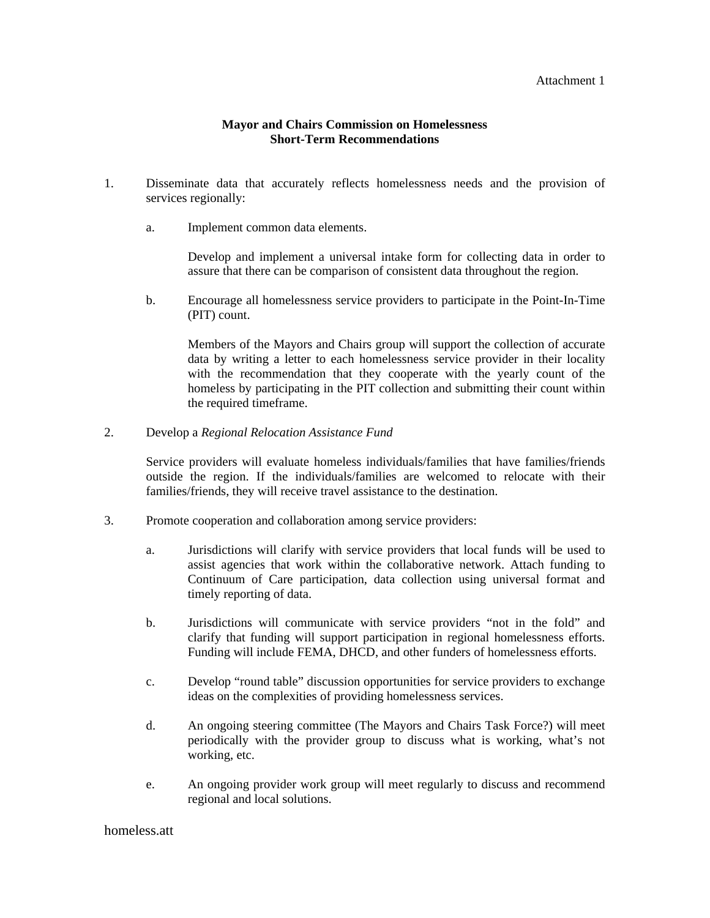Attachment 1

**Mayor and Chairs Commission on Homelessness**
**Short-Term Recommendations**

1. Disseminate data that accurately reflects homelessness needs and the provision of services regionally:

   a. Implement common data elements.

      Develop and implement a universal intake form for collecting data in order to assure that there can be comparison of consistent data throughout the region.

   b. Encourage all homelessness service providers to participate in the Point-In-Time (PIT) count.

      Members of the Mayors and Chairs group will support the collection of accurate data by writing a letter to each homelessness service provider in their locality with the recommendation that they cooperate with the yearly count of the homeless by participating in the PIT collection and submitting their count within the required timeframe.

2. Develop a *Regional Relocation Assistance Fund*

   Service providers will evaluate homeless individuals/families that have families/friends outside the region. If the individuals/families are welcomed to relocate with their families/friends, they will receive travel assistance to the destination.

3. Promote cooperation and collaboration among service providers:

   a. Jurisdictions will clarify with service providers that local funds will be used to assist agencies that work within the collaborative network. Attach funding to Continuum of Care participation, data collection using universal format and timely reporting of data.

   b. Jurisdictions will communicate with service providers "not in the fold" and clarify that funding will support participation in regional homelessness efforts. Funding will include FEMA, DHCD, and other funders of homelessness efforts.

   c. Develop "round table" discussion opportunities for service providers to exchange ideas on the complexities of providing homelessness services.

   d. An ongoing steering committee (The Mayors and Chairs Task Force?) will meet periodically with the provider group to discuss what is working, what's not working, etc.

   e. An ongoing provider work group will meet regularly to discuss and recommend regional and local solutions.

homeless.att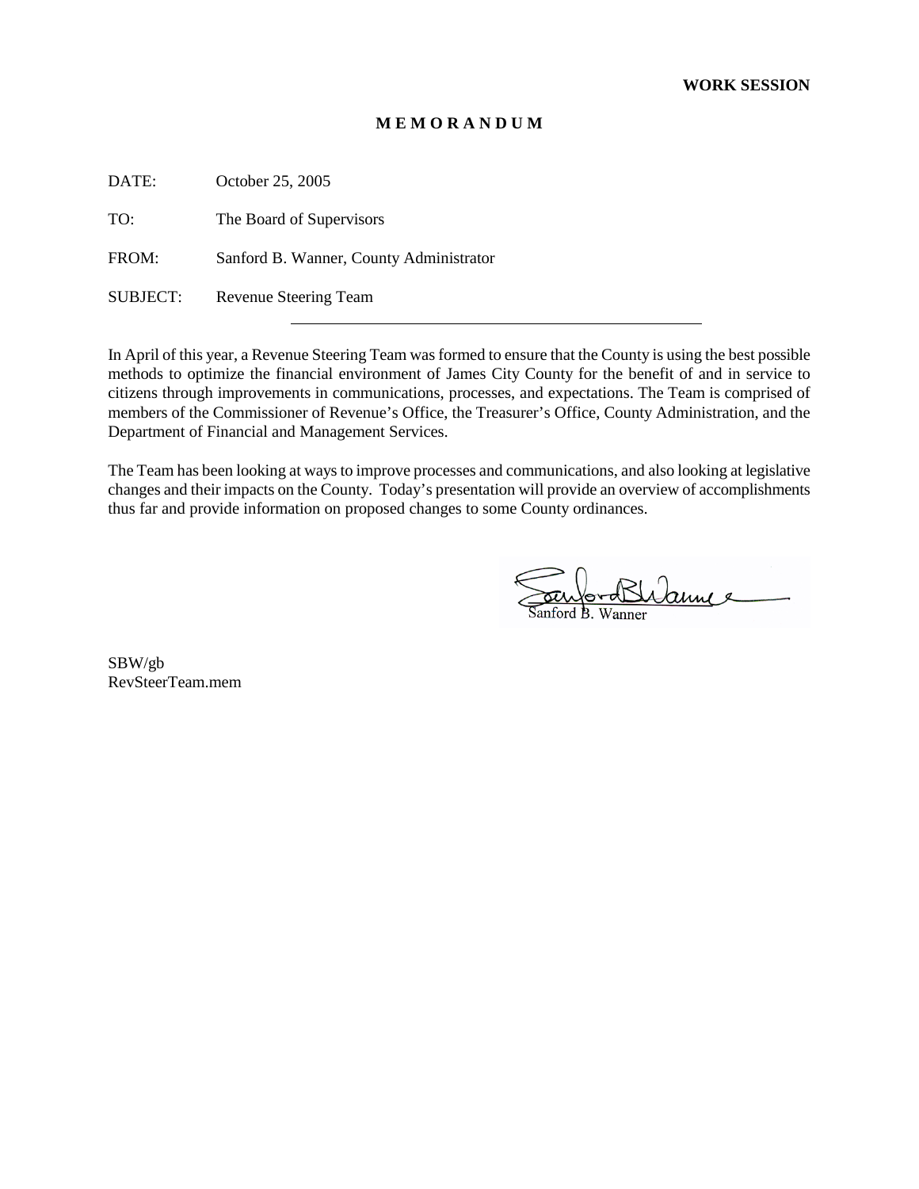**WORK SESSION**

**M E M O R A N D U M**

DATE: October 25, 2005

TO: The Board of Supervisors

FROM: Sanford B. Wanner, County Administrator

SUBJECT: Revenue Steering Team

---

In April of this year, a Revenue Steering Team was formed to ensure that the County is using the best possible methods to optimize the financial environment of James City County for the benefit of and in service to citizens through improvements in communications, processes, and expectations. The Team is comprised of members of the Commissioner of Revenue's Office, the Treasurer's Office, County Administration, and the Department of Financial and Management Services.

The Team has been looking at ways to improve processes and communications, and also looking at legislative changes and their impacts on the County. Today's presentation will provide an overview of accomplishments thus far and provide information on proposed changes to some County ordinances.

Sanford B. Wanner

SBW/gb
RevSteerTeam.mem